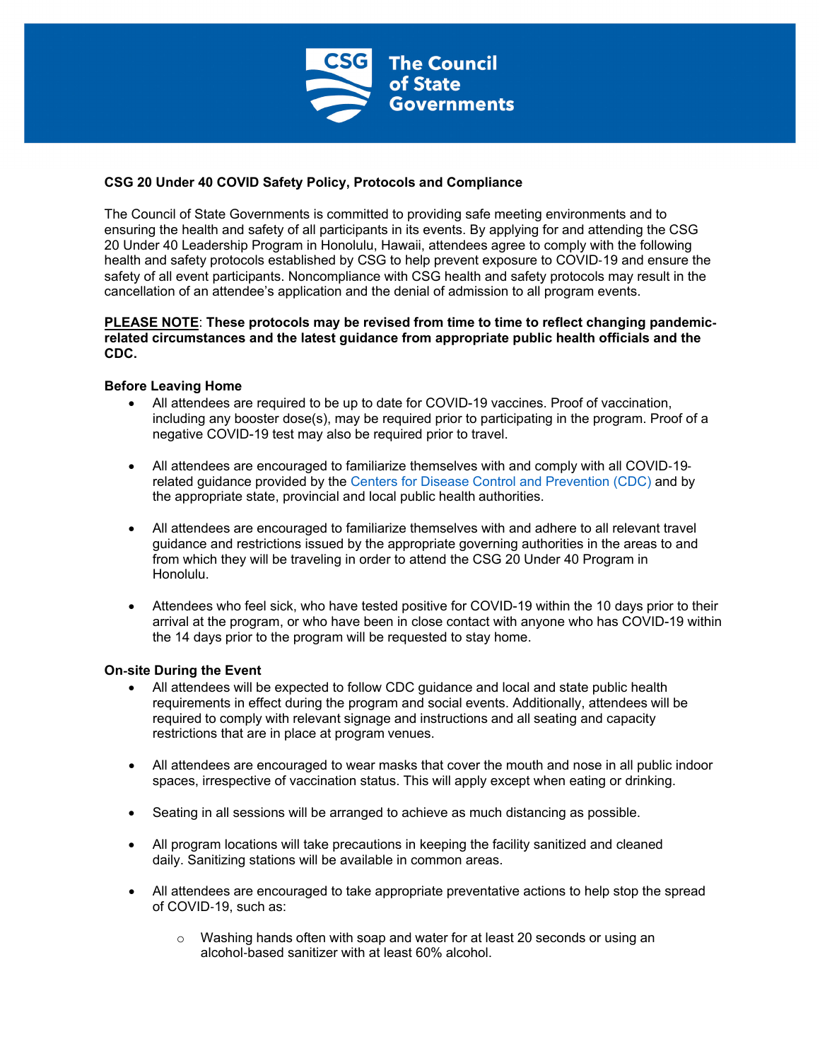# The Council of State Governments

**CSG 20 Under 40 COVID Safety Policy, Protocols and Compliance**

The Council of State Governments is committed to providing safe meeting environments and to ensuring the health and safety of all participants in its events. By applying for and attending the CSG 20 Under 40 Leadership Program in Honolulu, Hawaii, attendees agree to comply with the following health and safety protocols established by CSG to help prevent exposure to COVID-19 and ensure the safety of all event participants. Noncompliance with CSG health and safety protocols may result in the cancellation of an attendee's application and the denial of admission to all program events.

**PLEASE NOTE**: **These protocols may be revised from time to time to reflect changing pandemic-related circumstances and the latest guidance from appropriate public health officials and the CDC.**

**Before Leaving Home**

- All attendees are required to be up to date for COVID-19 vaccines. Proof of vaccination, including any booster dose(s), may be required prior to participating in the program. Proof of a negative COVID-19 test may also be required prior to travel.
- All attendees are encouraged to familiarize themselves with and comply with all COVID-19-related guidance provided by the Centers for Disease Control and Prevention (CDC) and by the appropriate state, provincial and local public health authorities.
- All attendees are encouraged to familiarize themselves with and adhere to all relevant travel guidance and restrictions issued by the appropriate governing authorities in the areas to and from which they will be traveling in order to attend the CSG 20 Under 40 Program in Honolulu.
- Attendees who feel sick, who have tested positive for COVID-19 within the 10 days prior to their arrival at the program, or who have been in close contact with anyone who has COVID-19 within the 14 days prior to the program will be requested to stay home.

**On-site During the Event**

- All attendees will be expected to follow CDC guidance and local and state public health requirements in effect during the program and social events. Additionally, attendees will be required to comply with relevant signage and instructions and all seating and capacity restrictions that are in place at program venues.
- All attendees are encouraged to wear masks that cover the mouth and nose in all public indoor spaces, irrespective of vaccination status. This will apply except when eating or drinking.
- Seating in all sessions will be arranged to achieve as much distancing as possible.
- All program locations will take precautions in keeping the facility sanitized and cleaned daily. Sanitizing stations will be available in common areas.
- All attendees are encouraged to take appropriate preventative actions to help stop the spread of COVID-19, such as:
  - Washing hands often with soap and water for at least 20 seconds or using an alcohol-based sanitizer with at least 60% alcohol.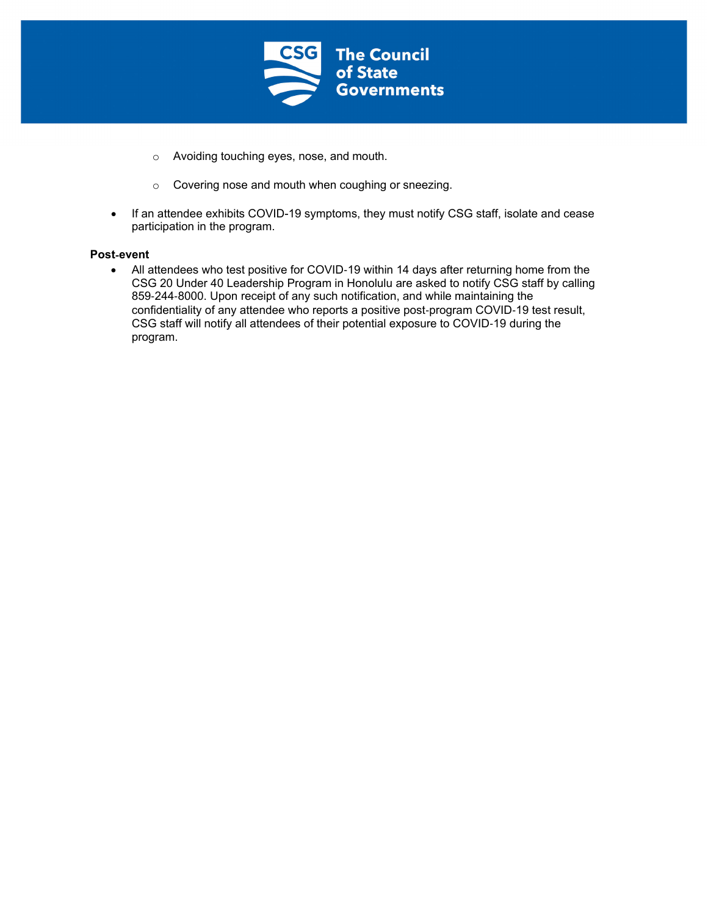- Avoiding touching eyes, nose, and mouth.
- Covering nose and mouth when coughing or sneezing.

- If an attendee exhibits COVID-19 symptoms, they must notify CSG staff, isolate and cease participation in the program.

**Post-event**

- All attendees who test positive for COVID-19 within 14 days after returning home from the CSG 20 Under 40 Leadership Program in Honolulu are asked to notify CSG staff by calling 859-244-8000. Upon receipt of any such notification, and while maintaining the confidentiality of any attendee who reports a positive post-program COVID-19 test result, CSG staff will notify all attendees of their potential exposure to COVID-19 during the program.